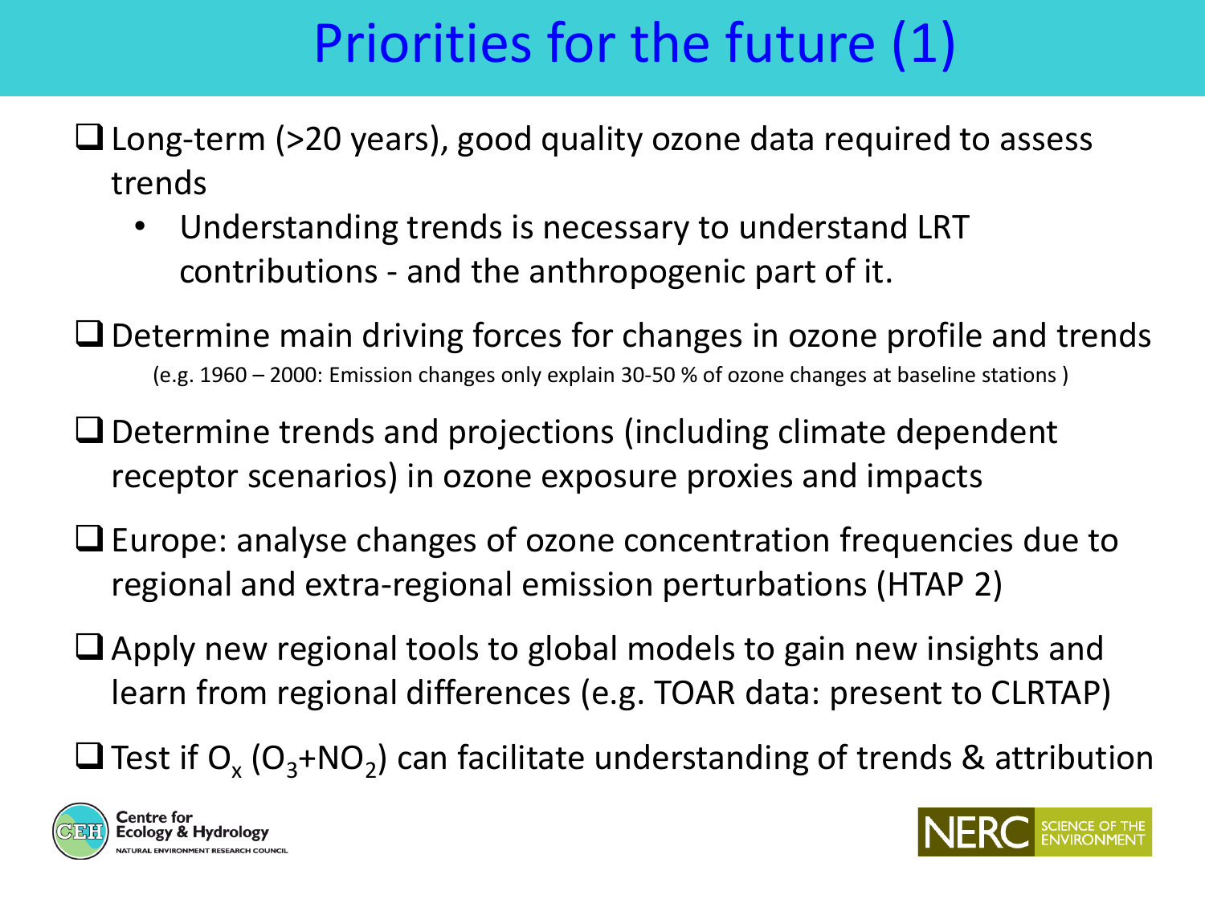# Priorities for the future (1)

- Long-term (>20 years), good quality ozone data required to assess trends
  - Understanding trends is necessary to understand LRT contributions - and the anthropogenic part of it.
- Determine main driving forces for changes in ozone profile and trends
  (e.g. 1960 – 2000: Emission changes only explain 30-50 % of ozone changes at baseline stations )
- Determine trends and projections (including climate dependent receptor scenarios) in ozone exposure proxies and impacts
- Europe: analyse changes of ozone concentration frequencies due to regional and extra-regional emission perturbations (HTAP 2)
- Apply new regional tools to global models to gain new insights and learn from regional differences (e.g. TOAR data: present to CLRTAP)
- Test if $O_x$ ($O_3$+$NO_2$) can facilitate understanding of trends & attribution

Centre for Ecology & Hydrology
NATURAL ENVIRONMENT RESEARCH COUNCIL

NERC SCIENCE OF THE ENVIRONMENT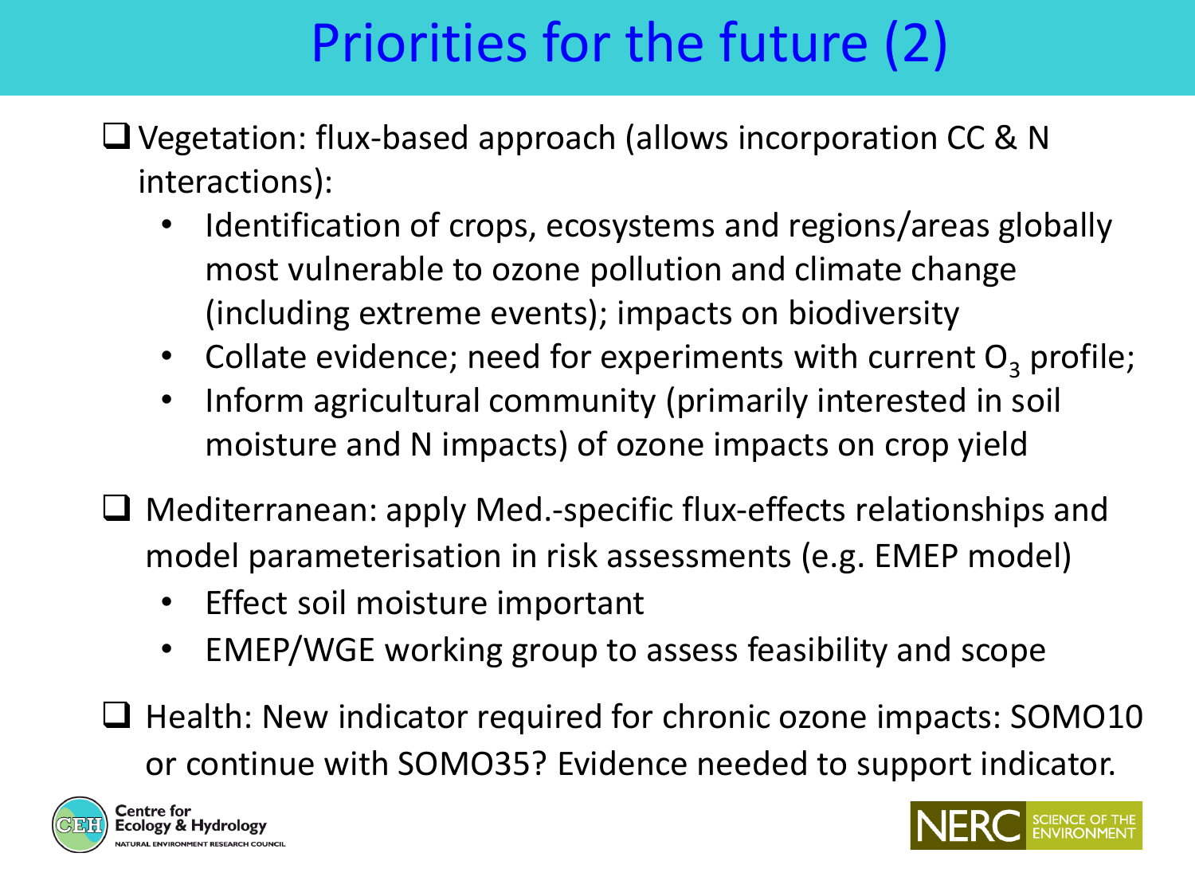# Priorities for the future (2)

- Vegetation: flux-based approach (allows incorporation CC & N interactions):
  - Identification of crops, ecosystems and regions/areas globally most vulnerable to ozone pollution and climate change (including extreme events); impacts on biodiversity
  - Collate evidence; need for experiments with current $O_3$ profile;
  - Inform agricultural community (primarily interested in soil moisture and N impacts) of ozone impacts on crop yield
- Mediterranean: apply Med.-specific flux-effects relationships and model parameterisation in risk assessments (e.g. EMEP model)
  - Effect soil moisture important
  - EMEP/WGE working group to assess feasibility and scope
- Health: New indicator required for chronic ozone impacts: SOMO10 or continue with SOMO35? Evidence needed to support indicator.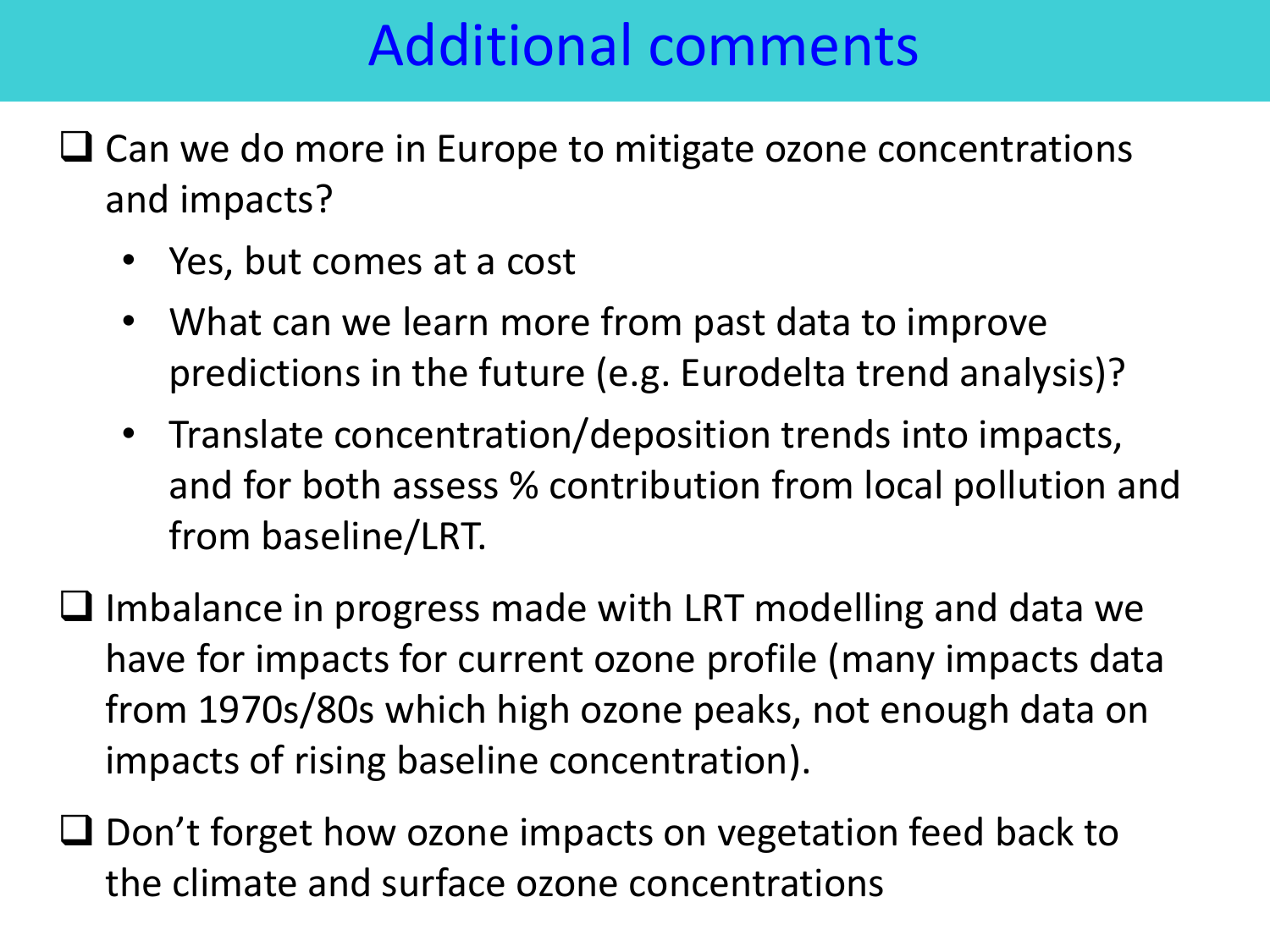# Additional comments

- Can we do more in Europe to mitigate ozone concentrations and impacts?
  - Yes, but comes at a cost
  - What can we learn more from past data to improve predictions in the future (e.g. Eurodelta trend analysis)?
  - Translate concentration/deposition trends into impacts, and for both assess % contribution from local pollution and from baseline/LRT.
- Imbalance in progress made with LRT modelling and data we have for impacts for current ozone profile (many impacts data from 1970s/80s which high ozone peaks, not enough data on impacts of rising baseline concentration).
- Don't forget how ozone impacts on vegetation feed back to the climate and surface ozone concentrations